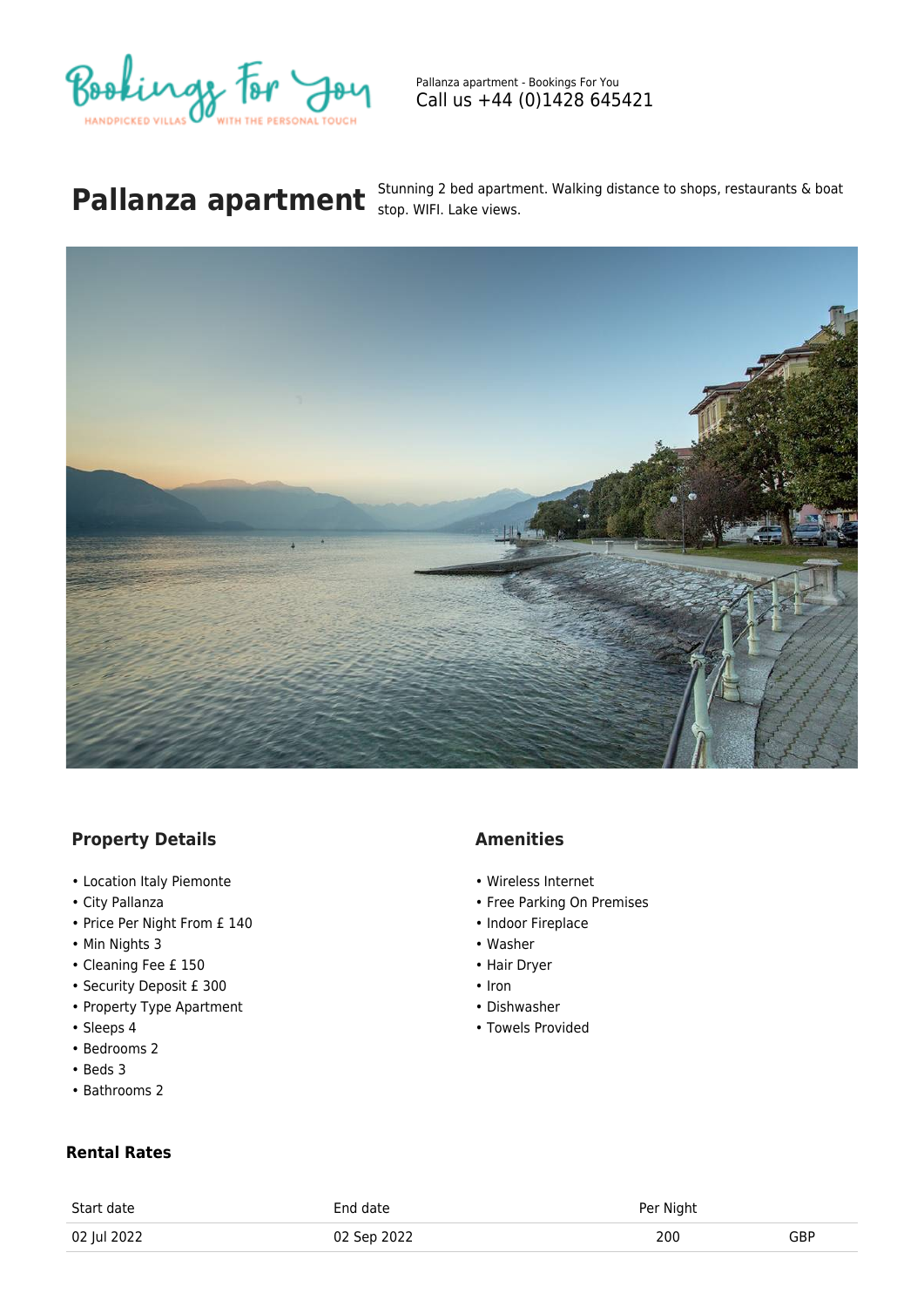Pallanza apartment - Bookings For You
Call us +44 (0)1428 645421

# Pallanza apartment

Stunning 2 bed apartment. Walking distance to shops, restaurants & boat stop. WIFI. Lake views.

### Property Details

- Location Italy Piemonte
- City Pallanza
- Price Per Night From £ 140
- Min Nights 3
- Cleaning Fee £ 150
- Security Deposit £ 300
- Property Type Apartment
- Sleeps 4
- Bedrooms 2
- Beds 3
- Bathrooms 2

### Amenities

- Wireless Internet
- Free Parking On Premises
- Indoor Fireplace
- Washer
- Hair Dryer
- Iron
- Dishwasher
- Towels Provided

### Rental Rates

| Start date | End date | Per Night | |
|---|---|---|---|
| 02 Jul 2022 | 02 Sep 2022 | 200 | GBP |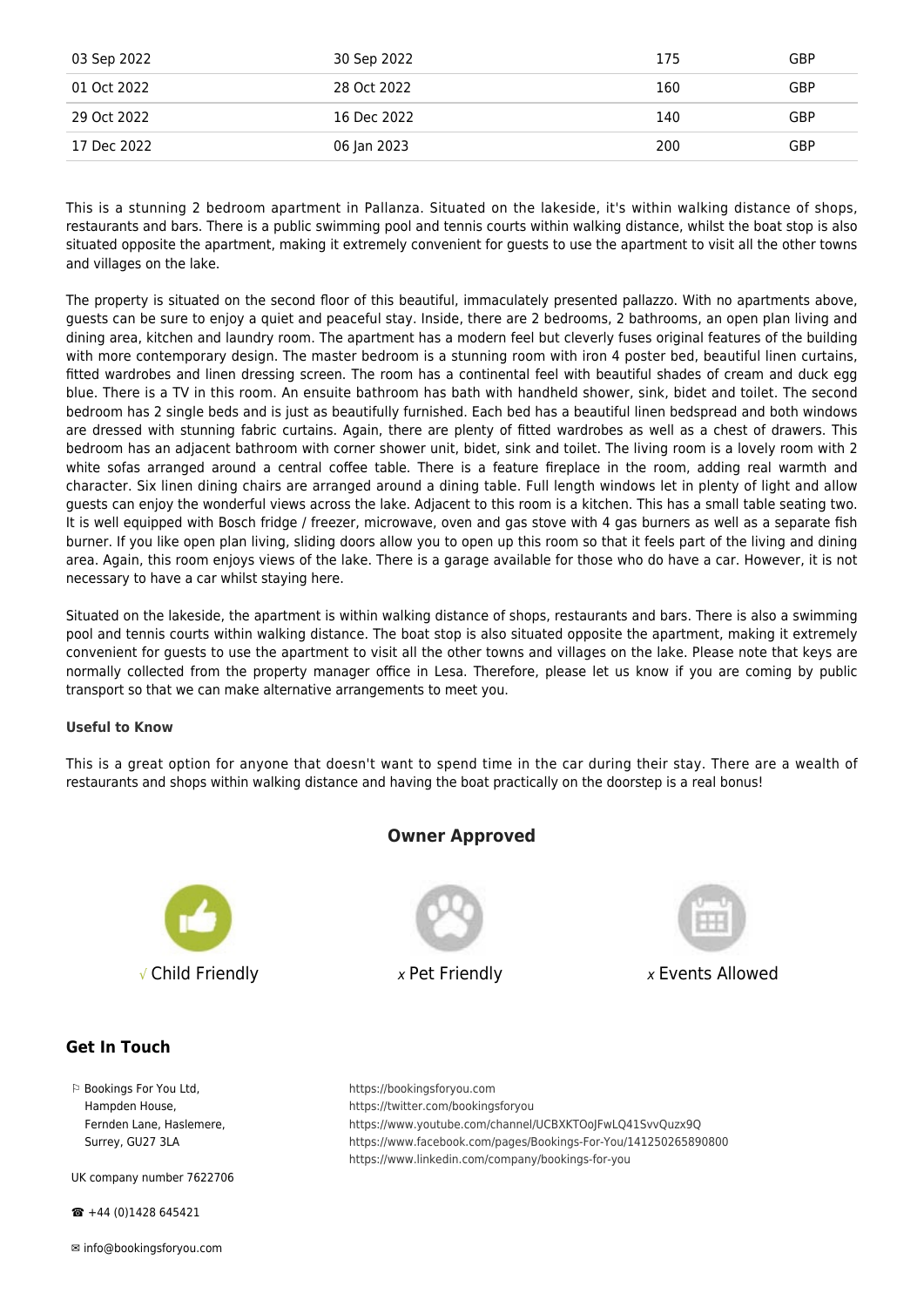| | | | |
|---|---|---|---|
| 03 Sep 2022 | 30 Sep 2022 | 175 | GBP |
| 01 Oct 2022 | 28 Oct 2022 | 160 | GBP |
| 29 Oct 2022 | 16 Dec 2022 | 140 | GBP |
| 17 Dec 2022 | 06 Jan 2023 | 200 | GBP |

This is a stunning 2 bedroom apartment in Pallanza. Situated on the lakeside, it's within walking distance of shops, restaurants and bars. There is a public swimming pool and tennis courts within walking distance, whilst the boat stop is also situated opposite the apartment, making it extremely convenient for guests to use the apartment to visit all the other towns and villages on the lake.

The property is situated on the second floor of this beautiful, immaculately presented pallazzo. With no apartments above, guests can be sure to enjoy a quiet and peaceful stay. Inside, there are 2 bedrooms, 2 bathrooms, an open plan living and dining area, kitchen and laundry room. The apartment has a modern feel but cleverly fuses original features of the building with more contemporary design. The master bedroom is a stunning room with iron 4 poster bed, beautiful linen curtains, fitted wardrobes and linen dressing screen. The room has a continental feel with beautiful shades of cream and duck egg blue. There is a TV in this room. An ensuite bathroom has bath with handheld shower, sink, bidet and toilet. The second bedroom has 2 single beds and is just as beautifully furnished. Each bed has a beautiful linen bedspread and both windows are dressed with stunning fabric curtains. Again, there are plenty of fitted wardrobes as well as a chest of drawers. This bedroom has an adjacent bathroom with corner shower unit, bidet, sink and toilet. The living room is a lovely room with 2 white sofas arranged around a central coffee table. There is a feature fireplace in the room, adding real warmth and character. Six linen dining chairs are arranged around a dining table. Full length windows let in plenty of light and allow guests can enjoy the wonderful views across the lake. Adjacent to this room is a kitchen. This has a small table seating two. It is well equipped with Bosch fridge / freezer, microwave, oven and gas stove with 4 gas burners as well as a separate fish burner. If you like open plan living, sliding doors allow you to open up this room so that it feels part of the living and dining area. Again, this room enjoys views of the lake. There is a garage available for those who do have a car. However, it is not necessary to have a car whilst staying here.

Situated on the lakeside, the apartment is within walking distance of shops, restaurants and bars. There is also a swimming pool and tennis courts within walking distance. The boat stop is also situated opposite the apartment, making it extremely convenient for guests to use the apartment to visit all the other towns and villages on the lake. Please note that keys are normally collected from the property manager office in Lesa. Therefore, please let us know if you are coming by public transport so that we can make alternative arrangements to meet you.

**Useful to Know**

This is a great option for anyone that doesn't want to spend time in the car during their stay. There are a wealth of restaurants and shops within walking distance and having the boat practically on the doorstep is a real bonus!

## Owner Approved

√ Child Friendly

x Pet Friendly

x Events Allowed

## Get In Touch

Bookings For You Ltd,
Hampden House,
Fernden Lane, Haslemere,
Surrey, GU27 3LA

UK company number 7622706

☎ +44 (0)1428 645421

✉ info@bookingsforyou.com

https://bookingsforyou.com
https://twitter.com/bookingsforyou
https://www.youtube.com/channel/UCBXKTOoJFwLQ41SvvQuzx9Q
https://www.facebook.com/pages/Bookings-For-You/141250265890800
https://www.linkedin.com/company/bookings-for-you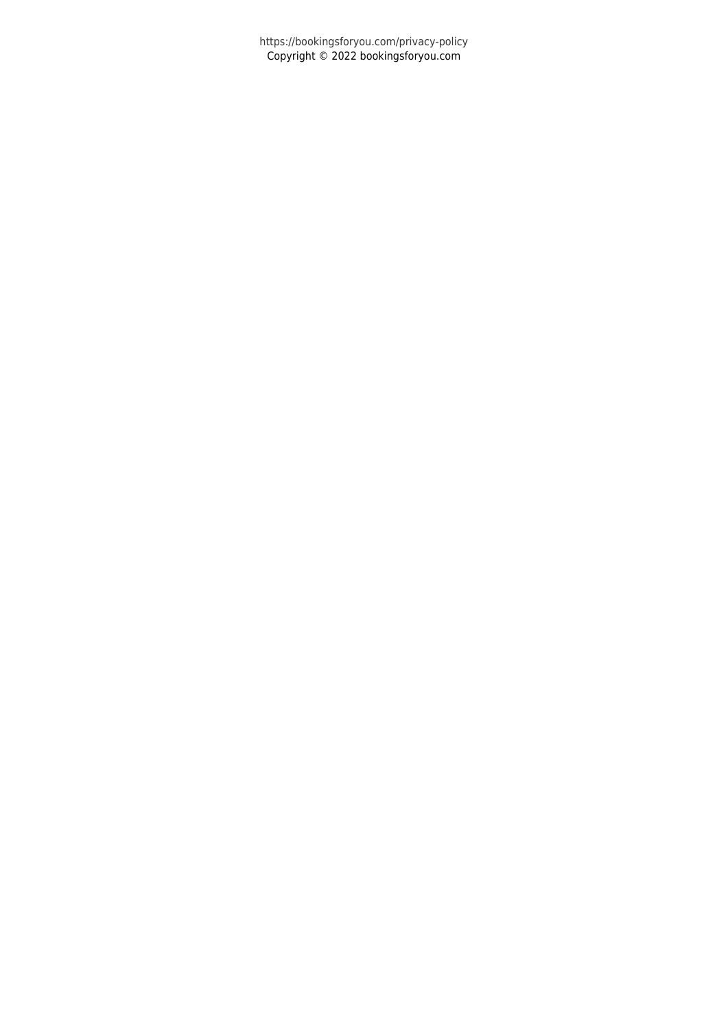https://bookingsforyou.com/privacy-policy
Copyright © 2022 bookingsforyou.com